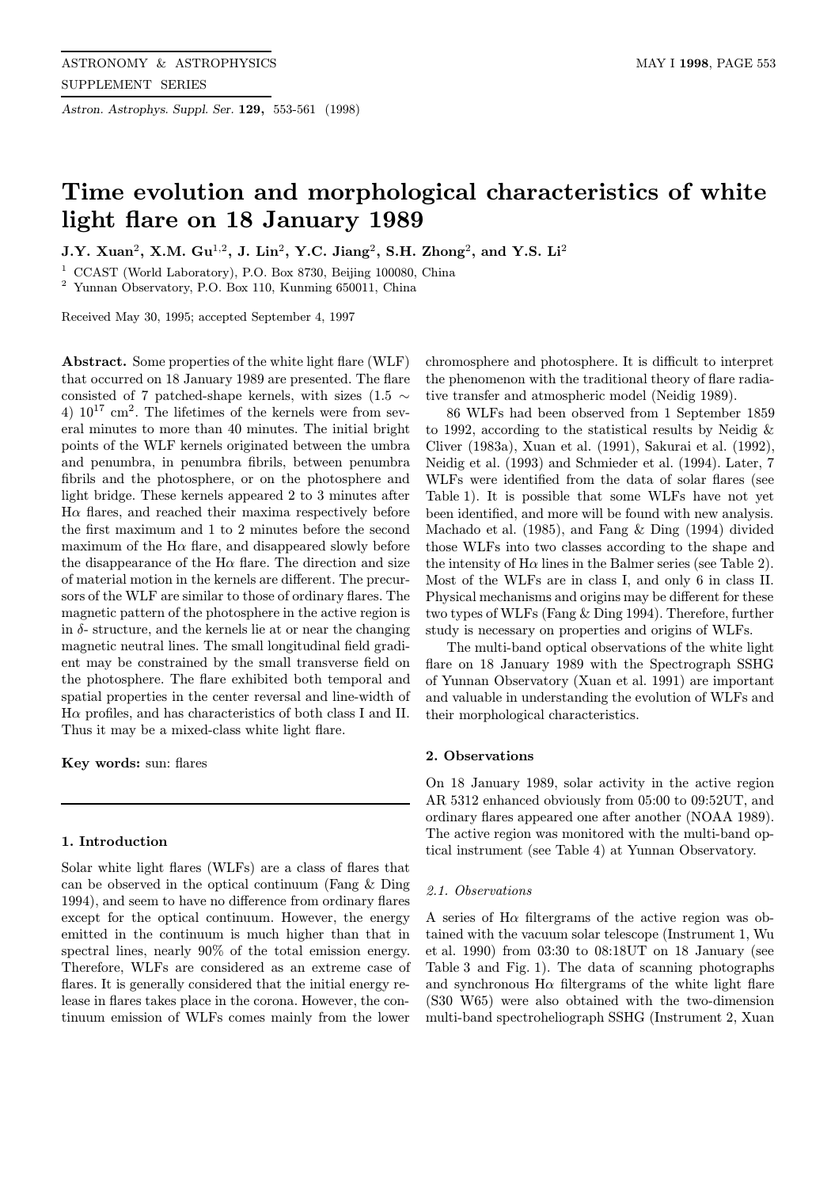# Time evolution and morphological characteristics of white light flare on 18 January 1989

**J.Y. Xuan[2], X.M. Gu[1,2], J. Lin[2], Y.C. Jiang[2], S.H. Zhong[2], and Y.S. Li[2]**

[1] CCAST (World Laboratory), P.O. Box 8730, Beijing 100080, China
[2] Yunnan Observatory, P.O. Box 110, Kunming 650011, China

Received May 30, 1995; accepted September 4, 1997

**Abstract.** Some properties of the white light flare (WLF) that occurred on 18 January 1989 are presented. The flare consisted of 7 patched-shape kernels, with sizes $(1.5 \sim 4)\ 10^{17}$ cm$^2$. The lifetimes of the kernels were from several minutes to more than 40 minutes. The initial bright points of the WLF kernels originated between the umbra and penumbra, in penumbra fibrils, between penumbra fibrils and the photosphere, or on the photosphere and light bridge. These kernels appeared 2 to 3 minutes after H$\alpha$ flares, and reached their maxima respectively before the first maximum and 1 to 2 minutes before the second maximum of the H$\alpha$ flare, and disappeared slowly before the disappearance of the H$\alpha$ flare. The direction and size of material motion in the kernels are different. The precursors of the WLF are similar to those of ordinary flares. The magnetic pattern of the photosphere in the active region is in $\delta$- structure, and the kernels lie at or near the changing magnetic neutral lines. The small longitudinal field gradient may be constrained by the small transverse field on the photosphere. The flare exhibited both temporal and spatial properties in the center reversal and line-width of H$\alpha$ profiles, and has characteristics of both class I and II. Thus it may be a mixed-class white light flare.

**Key words:** sun: flares

## 1. Introduction

Solar white light flares (WLFs) are a class of flares that can be observed in the optical continuum (Fang & Ding 1994), and seem to have no difference from ordinary flares except for the optical continuum. However, the energy emitted in the continuum is much higher than that in spectral lines, nearly 90% of the total emission energy. Therefore, WLFs are considered as an extreme case of flares. It is generally considered that the initial energy release in flares takes place in the corona. However, the continuum emission of WLFs comes mainly from the lower chromosphere and photosphere. It is difficult to interpret the phenomenon with the traditional theory of flare radiative transfer and atmospheric model (Neidig 1989).

86 WLFs had been observed from 1 September 1859 to 1992, according to the statistical results by Neidig & Cliver (1983a), Xuan et al. (1991), Sakurai et al. (1992), Neidig et al. (1993) and Schmieder et al. (1994). Later, 7 WLFs were identified from the data of solar flares (see Table 1). It is possible that some WLFs have not yet been identified, and more will be found with new analysis. Machado et al. (1985), and Fang & Ding (1994) divided those WLFs into two classes according to the shape and the intensity of H$\alpha$ lines in the Balmer series (see Table 2). Most of the WLFs are in class I, and only 6 in class II. Physical mechanisms and origins may be different for these two types of WLFs (Fang & Ding 1994). Therefore, further study is necessary on properties and origins of WLFs.

The multi-band optical observations of the white light flare on 18 January 1989 with the Spectrograph SSHG of Yunnan Observatory (Xuan et al. 1991) are important and valuable in understanding the evolution of WLFs and their morphological characteristics.

## 2. Observations

On 18 January 1989, solar activity in the active region AR 5312 enhanced obviously from 05:00 to 09:52UT, and ordinary flares appeared one after another (NOAA 1989). The active region was monitored with the multi-band optical instrument (see Table 4) at Yunnan Observatory.

### *2.1. Observations*

A series of H$\alpha$ filtergrams of the active region was obtained with the vacuum solar telescope (Instrument 1, Wu et al. 1990) from 03:30 to 08:18UT on 18 January (see Table 3 and Fig. 1). The data of scanning photographs and synchronous H$\alpha$ filtergrams of the white light flare (S30 W65) were also obtained with the two-dimension multi-band spectroheliograph SSHG (Instrument 2, Xuan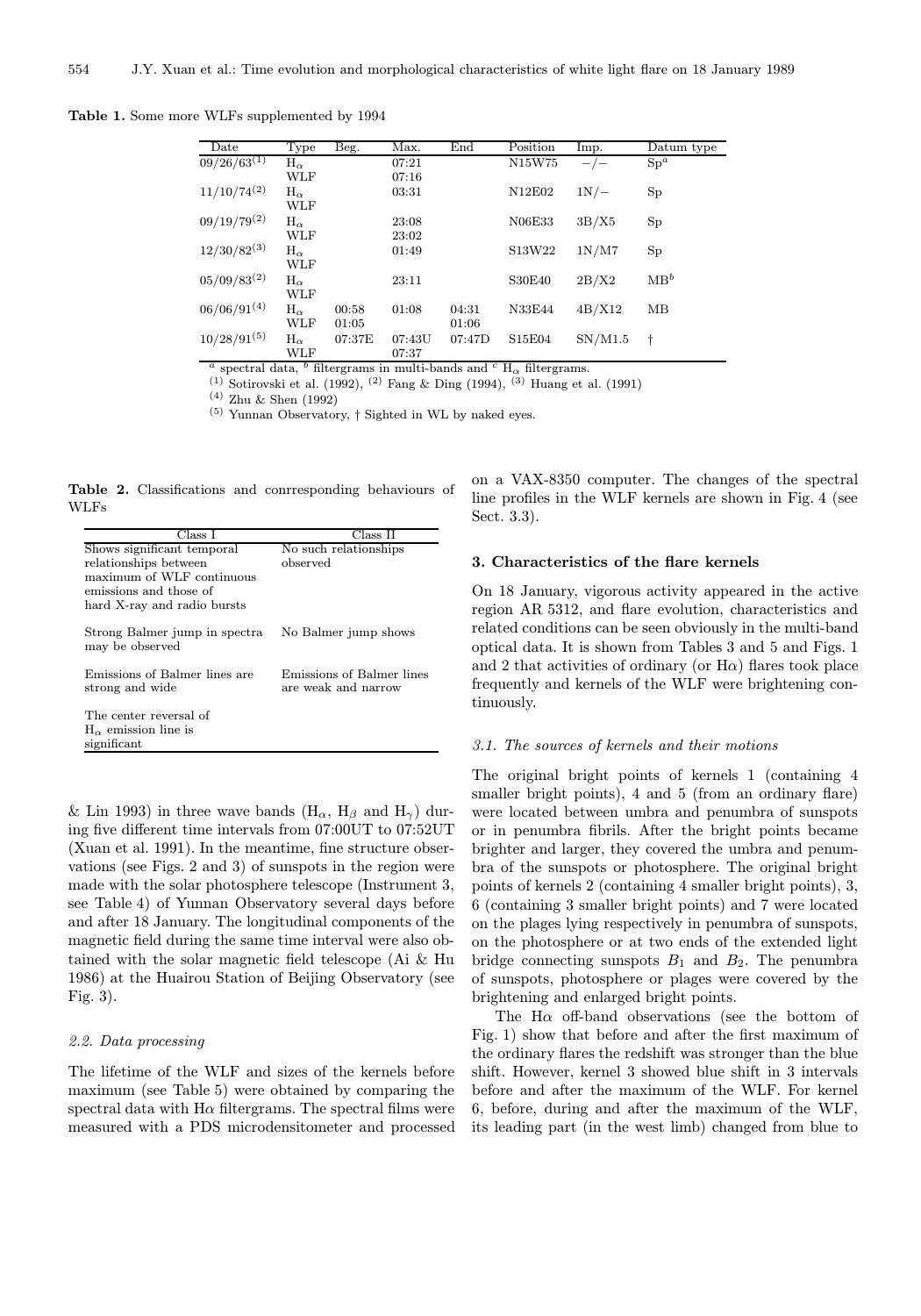**Table 1.** Some more WLFs supplemented by 1994

| Date | Type | Beg. | Max. | End | Position | Imp. | Datum type |
|---|---|---|---|---|---|---|---|
| 09/26/63[1] | $H_\alpha$ | | 07:21 | | N15W75 | $-/-$ | Sp[a] |
| | WLF | | 07:16 | | | | |
| 11/10/74[2] | $H_\alpha$ | | 03:31 | | N12E02 | 1N/− | Sp |
| | WLF | | | | | | |
| 09/19/79[2] | $H_\alpha$ | | 23:08 | | N06E33 | 3B/X5 | Sp |
| | WLF | | 23:02 | | | | |
| 12/30/82[3] | $H_\alpha$ | | 01:49 | | S13W22 | 1N/M7 | Sp |
| | WLF | | | | | | |
| 05/09/83[2] | $H_\alpha$ | | 23:11 | | S30E40 | 2B/X2 | MB[b] |
| | WLF | | | | | | |
| 06/06/91[4] | $H_\alpha$ | 00:58 | 01:08 | 04:31 | N33E44 | 4B/X12 | MB |
| | WLF | 01:05 | | 01:06 | | | |
| 10/28/91[5] | $H_\alpha$ | 07:37E | 07:43U | 07:47D | S15E04 | SN/M1.5 | † |
| | WLF | | 07:37 | | | | |

[a] spectral data, [b] filtergrams in multi-bands and [c] $H_\alpha$ filtergrams.
[1] Sotirovski et al. (1992), [2] Fang & Ding (1994), [3] Huang et al. (1991)
[4] Zhu & Shen (1992)
[5] Yunnan Observatory, † Sighted in WL by naked eyes.

**Table 2.** Classifications and conrresponding behaviours of WLFs

| Class I | Class II |
|---|---|
| Shows significant temporal relationships between maximum of WLF continuous emissions and those of hard X-ray and radio bursts | No such relationships observed |
| Strong Balmer jump in spectra may be observed | No Balmer jump shows |
| Emissions of Balmer lines are strong and wide | Emissions of Balmer lines are weak and narrow |
| The center reversal of $H_\alpha$ emission line is significant | |

& Lin 1993) in three wave bands ($H_\alpha$, $H_\beta$ and $H_\gamma$) during five different time intervals from 07:00UT to 07:52UT (Xuan et al. 1991). In the meantime, fine structure observations (see Figs. 2 and 3) of sunspots in the region were made with the solar photosphere telescope (Instrument 3, see Table 4) of Yunnan Observatory several days before and after 18 January. The longitudinal components of the magnetic field during the same time interval were also obtained with the solar magnetic field telescope (Ai & Hu 1986) at the Huairou Station of Beijing Observatory (see Fig. 3).

### 2.2. Data processing

The lifetime of the WLF and sizes of the kernels before maximum (see Table 5) were obtained by comparing the spectral data with Hα filtergrams. The spectral films were measured with a PDS microdensitometer and processed on a VAX-8350 computer. The changes of the spectral line profiles in the WLF kernels are shown in Fig. 4 (see Sect. 3.3).

## 3. Characteristics of the flare kernels

On 18 January, vigorous activity appeared in the active region AR 5312, and flare evolution, characteristics and related conditions can be seen obviously in the multi-band optical data. It is shown from Tables 3 and 5 and Figs. 1 and 2 that activities of ordinary (or Hα) flares took place frequently and kernels of the WLF were brightening continuously.

### 3.1. The sources of kernels and their motions

The original bright points of kernels 1 (containing 4 smaller bright points), 4 and 5 (from an ordinary flare) were located between umbra and penumbra of sunspots or in penumbra fibrils. After the bright points became brighter and larger, they covered the umbra and penumbra of the sunspots or photosphere. The original bright points of kernels 2 (containing 4 smaller bright points), 3, 6 (containing 3 smaller bright points) and 7 were located on the plages lying respectively in penumbra of sunspots, on the photosphere or at two ends of the extended light bridge connecting sunspots $B_1$ and $B_2$. The penumbra of sunspots, photosphere or plages were covered by the brightening and enlarged bright points.

The Hα off-band observations (see the bottom of Fig. 1) show that before and after the first maximum of the ordinary flares the redshift was stronger than the blue shift. However, kernel 3 showed blue shift in 3 intervals before and after the maximum of the WLF. For kernel 6, before, during and after the maximum of the WLF, its leading part (in the west limb) changed from blue to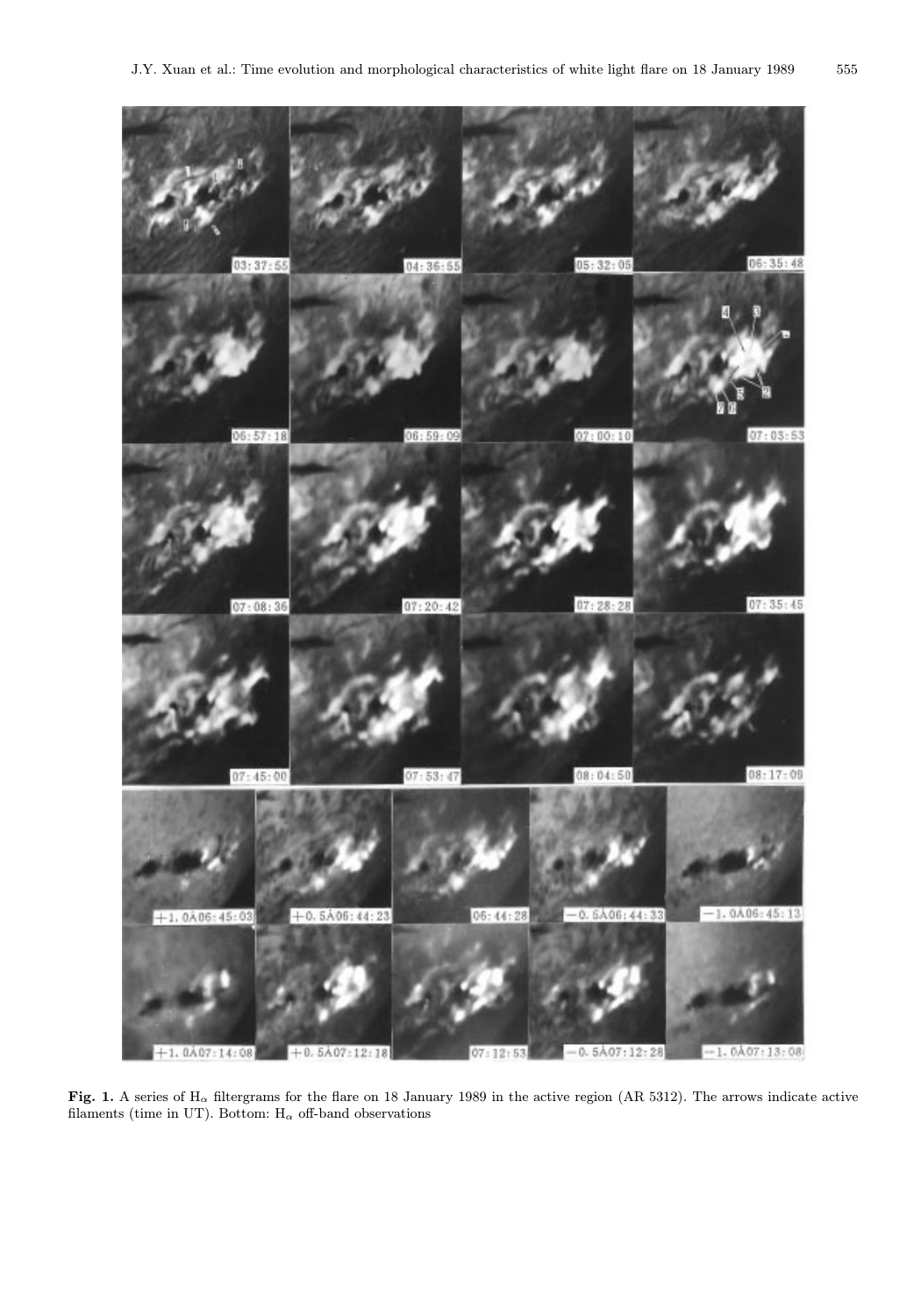**Fig. 1.** A series of $H_\alpha$ filtergrams for the flare on 18 January 1989 in the active region (AR 5312). The arrows indicate active filaments (time in UT). Bottom: $H_\alpha$ off-band observations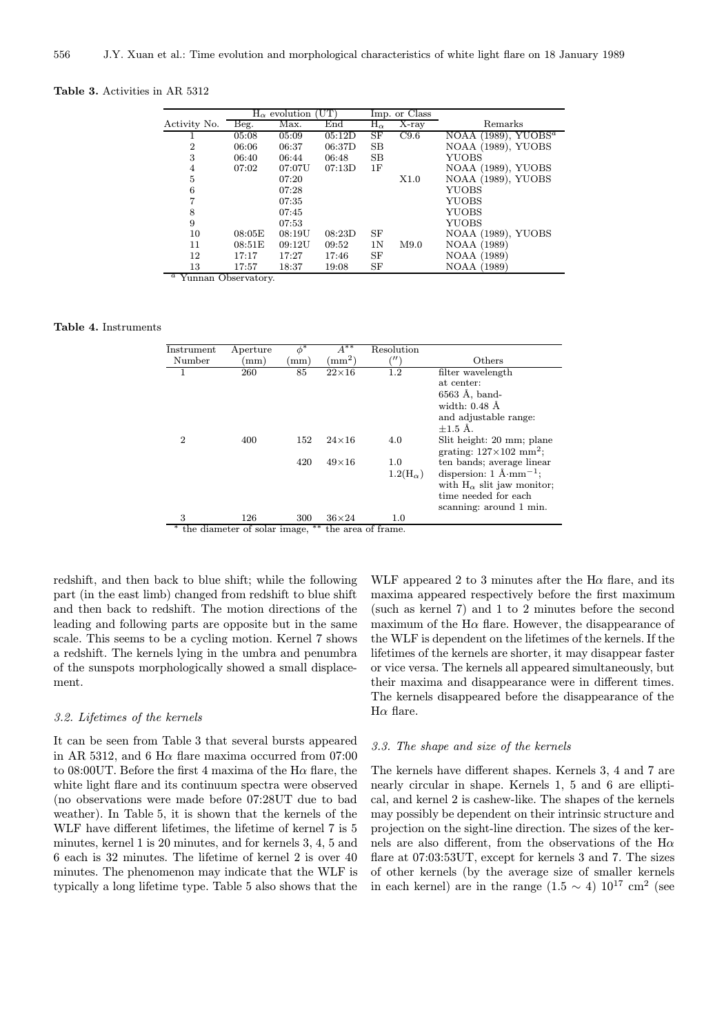**Table 3.** Activities in AR 5312

| Activity No. | $H_\alpha$ evolution (UT) | | | Imp. or Class | | Remarks |
|---|---|---|---|---|---|---|
| | Beg. | Max. | End | $H_\alpha$ | X-ray | |
| 1 | 05:08 | 05:09 | 05:12D | SF | C9.6 | NOAA (1989), YUOBS[a] |
| 2 | 06:06 | 06:37 | 06:37D | SB | | NOAA (1989), YUOBS |
| 3 | 06:40 | 06:44 | 06:48 | SB | | YUOBS |
| 4 | 07:02 | 07:07U | 07:13D | 1F | | NOAA (1989), YUOBS |
| 5 | | 07:20 | | | X1.0 | NOAA (1989), YUOBS |
| 6 | | 07:28 | | | | YUOBS |
| 7 | | 07:35 | | | | YUOBS |
| 8 | | 07:45 | | | | YUOBS |
| 9 | | 07:53 | | | | YUOBS |
| 10 | 08:05E | 08:19U | 08:23D | SF | | NOAA (1989), YUOBS |
| 11 | 08:51E | 09:12U | 09:52 | 1N | M9.0 | NOAA (1989) |
| 12 | 17:17 | 17:27 | 17:46 | SF | | NOAA (1989) |
| 13 | 17:57 | 18:37 | 19:08 | SF | | NOAA (1989) |

[a] Yunnan Observatory.

**Table 4.** Instruments

| Instrument Number | Aperture (mm) | $\phi^*$ (mm) | $A^{**}$ ($\text{mm}^2$) | Resolution ($''$) | Others |
|---|---|---|---|---|---|
| 1 | 260 | 85 | 22×16 | 1.2 | filter wavelength at center: 6563 Å, band-width: 0.48 Å and adjustable range: ±1.5 Å. |
| 2 | 400 | 152 | 24×16 | 4.0 | Slit height: 20 mm; plane grating: 127×102 $\text{mm}^2$; |
| | | 420 | 49×16 | 1.0 / 1.2($H_\alpha$) | ten bands; average linear dispersion: 1 Å·$\text{mm}^{-1}$; with $H_\alpha$ slit jaw monitor; time needed for each scanning: around 1 min. |
| 3 | 126 | 300 | 36×24 | 1.0 | |

\* the diameter of solar image, \*\* the area of frame.

redshift, and then back to blue shift; while the following part (in the east limb) changed from redshift to blue shift and then back to redshift. The motion directions of the leading and following parts are opposite but in the same scale. This seems to be a cycling motion. Kernel 7 shows a redshift. The kernels lying in the umbra and penumbra of the sunspots morphologically showed a small displacement.

### *3.2. Lifetimes of the kernels*

It can be seen from Table 3 that several bursts appeared in AR 5312, and 6 Hα flare maxima occurred from 07:00 to 08:00UT. Before the first 4 maxima of the Hα flare, the white light flare and its continuum spectra were observed (no observations were made before 07:28UT due to bad weather). In Table 5, it is shown that the kernels of the WLF have different lifetimes, the lifetime of kernel 7 is 5 minutes, kernel 1 is 20 minutes, and for kernels 3, 4, 5 and 6 each is 32 minutes. The lifetime of kernel 2 is over 40 minutes. The phenomenon may indicate that the WLF is typically a long lifetime type. Table 5 also shows that the WLF appeared 2 to 3 minutes after the Hα flare, and its maxima appeared respectively before the first maximum (such as kernel 7) and 1 to 2 minutes before the second maximum of the Hα flare. However, the disappearance of the WLF is dependent on the lifetimes of the kernels. If the lifetimes of the kernels are shorter, it may disappear faster or vice versa. The kernels all appeared simultaneously, but their maxima and disappearance were in different times. The kernels disappeared before the disappearance of the Hα flare.

### *3.3. The shape and size of the kernels*

The kernels have different shapes. Kernels 3, 4 and 7 are nearly circular in shape. Kernels 1, 5 and 6 are elliptical, and kernel 2 is cashew-like. The shapes of the kernels may possibly be dependent on their intrinsic structure and projection on the sight-line direction. The sizes of the kernels are also different, from the observations of the Hα flare at 07:03:53UT, except for kernels 3 and 7. The sizes of other kernels (by the average size of smaller kernels in each kernel) are in the range $(1.5 \sim 4)\ 10^{17}\ \text{cm}^2$ (see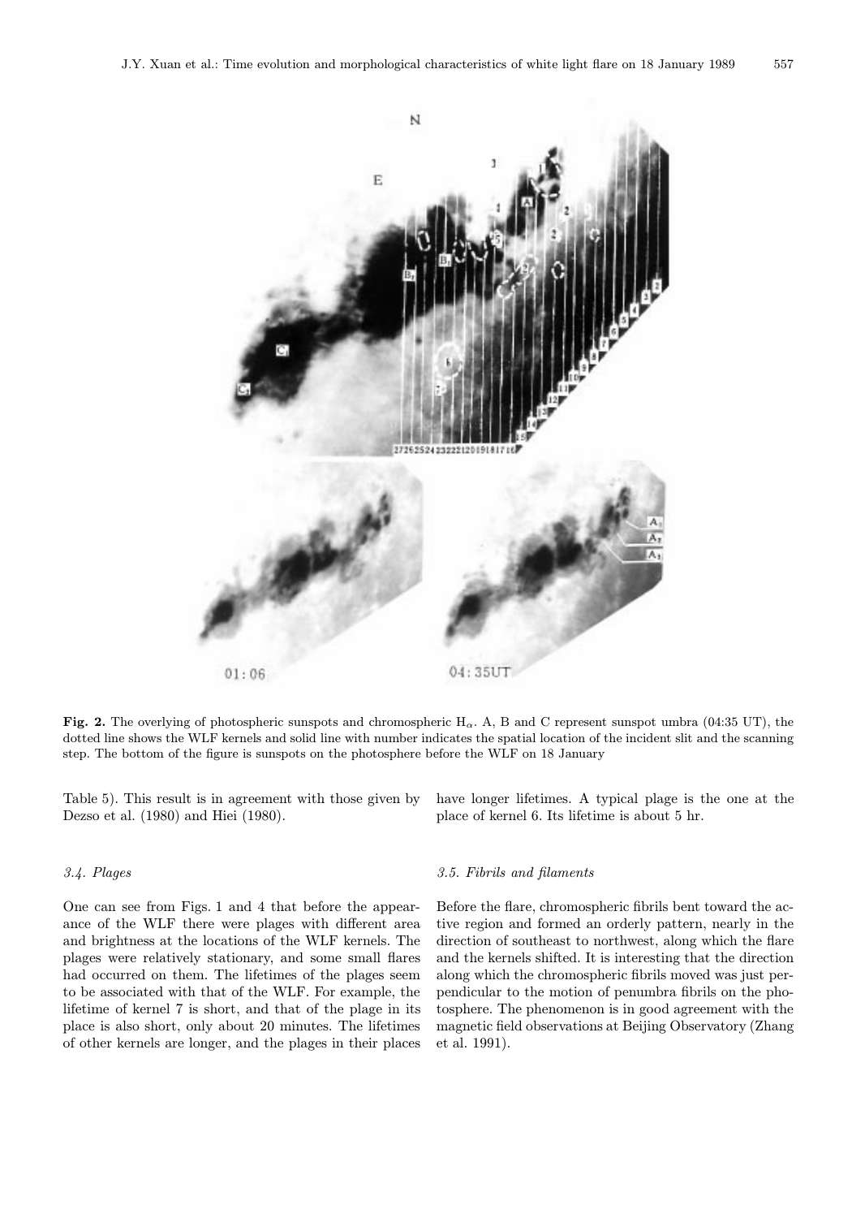**Fig. 2.** The overlying of photospheric sunspots and chromospheric $H_\alpha$. A, B and C represent sunspot umbra (04:35 UT), the dotted line shows the WLF kernels and solid line with number indicates the spatial location of the incident slit and the scanning step. The bottom of the figure is sunspots on the photosphere before the WLF on 18 January

Table 5). This result is in agreement with those given by Dezso et al. (1980) and Hiei (1980).

### *3.4. Plages*

One can see from Figs. 1 and 4 that before the appearance of the WLF there were plages with different area and brightness at the locations of the WLF kernels. The plages were relatively stationary, and some small flares had occurred on them. The lifetimes of the plages seem to be associated with that of the WLF. For example, the lifetime of kernel 7 is short, and that of the plage in its place is also short, only about 20 minutes. The lifetimes of other kernels are longer, and the plages in their places have longer lifetimes. A typical plage is the one at the place of kernel 6. Its lifetime is about 5 hr.

### *3.5. Fibrils and filaments*

Before the flare, chromospheric fibrils bent toward the active region and formed an orderly pattern, nearly in the direction of southeast to northwest, along which the flare and the kernels shifted. It is interesting that the direction along which the chromospheric fibrils moved was just perpendicular to the motion of penumbra fibrils on the photosphere. The phenomenon is in good agreement with the magnetic field observations at Beijing Observatory (Zhang et al. 1991).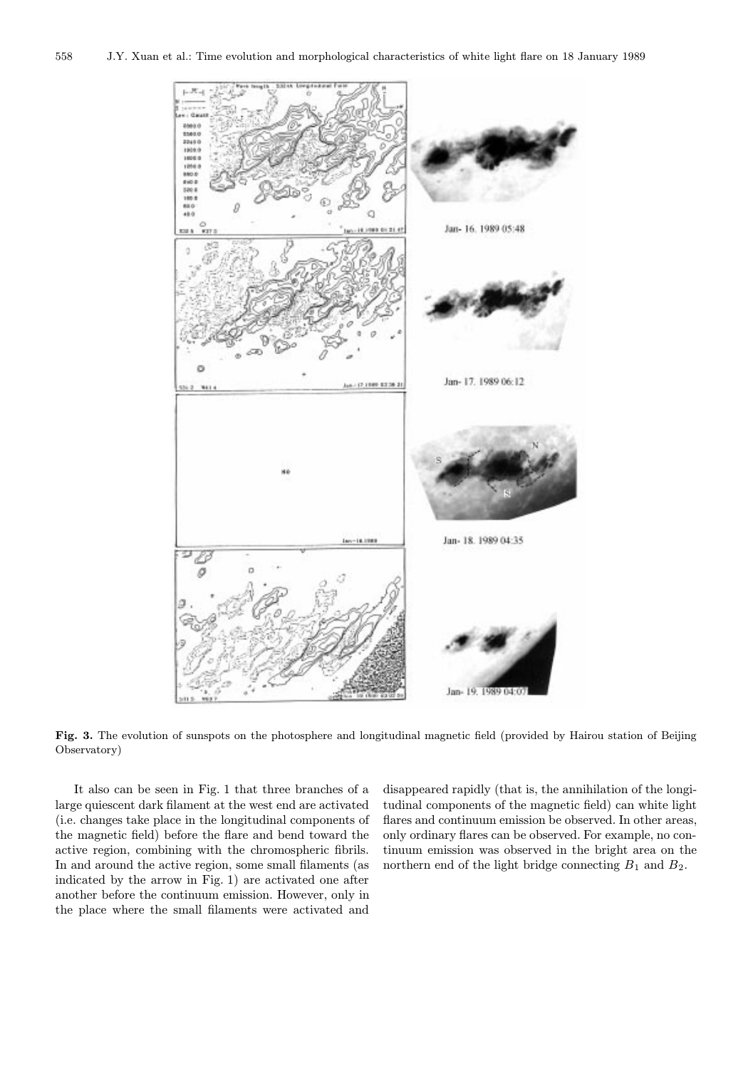**Fig. 3.** The evolution of sunspots on the photosphere and longitudinal magnetic field (provided by Hairou station of Beijing Observatory)

It also can be seen in Fig. 1 that three branches of a large quiescent dark filament at the west end are activated (i.e. changes take place in the longitudinal components of the magnetic field) before the flare and bend toward the active region, combining with the chromospheric fibrils. In and around the active region, some small filaments (as indicated by the arrow in Fig. 1) are activated one after another before the continuum emission. However, only in the place where the small filaments were activated and disappeared rapidly (that is, the annihilation of the longitudinal components of the magnetic field) can white light flares and continuum emission be observed. In other areas, only ordinary flares can be observed. For example, no continuum emission was observed in the bright area on the northern end of the light bridge connecting $B_1$ and $B_2$.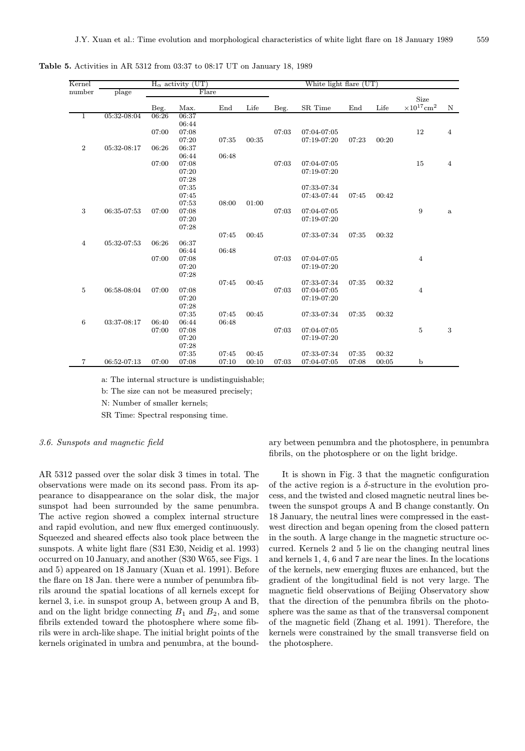**Table 5.** Activities in AR 5312 from 03:37 to 08:17 UT on January 18, 1989

| Kernel number | $H_\alpha$ activity (UT) | | | | | White light flare (UT) | | | | | |
|---|---|---|---|---|---|---|---|---|---|---|---|
| | plage | Flare | | | | | | | | | |
| | | Beg. | Max. | End | Life | Beg. | SR Time | End | Life | Size $\times 10^{17}$cm$^2$ | N |
| 1 | 05:32-08:04 | 06:26 | 06:37 | | | | | | | | |
| | | | 06:44 | | | | | | | | |
| | | 07:00 | 07:08 | | | 07:03 | 07:04-07:05 | | | 12 | 4 |
| | | | 07:20 | 07:35 | 00:35 | | 07:19-07:20 | 07:23 | 00:20 | | |
| 2 | 05:32-08:17 | 06:26 | 06:37 | | | | | | | | |
| | | | 06:44 | 06:48 | | | | | | | |
| | | 07:00 | 07:08 | | | 07:03 | 07:04-07:05 | | | 15 | 4 |
| | | | 07:20 | | | | 07:19-07:20 | | | | |
| | | | 07:28 | | | | | | | | |
| | | | 07:35 | | | | 07:33-07:34 | | | | |
| | | | 07:45 | | | | 07:43-07:44 | 07:45 | 00:42 | | |
| | | | 07:53 | 08:00 | 01:00 | | | | | | |
| 3 | 06:35-07:53 | 07:00 | 07:08 | | | 07:03 | 07:04-07:05 | | | 9 | a |
| | | | 07:20 | | | | 07:19-07:20 | | | | |
| | | | 07:28 | | | | | | | | |
| | | | | 07:45 | 00:45 | | 07:33-07:34 | 07:35 | 00:32 | | |
| 4 | 05:32-07:53 | 06:26 | 06:37 | | | | | | | | |
| | | | 06:44 | 06:48 | | | | | | | |
| | | 07:00 | 07:08 | | | 07:03 | 07:04-07:05 | | | 4 | |
| | | | 07:20 | | | | 07:19-07:20 | | | | |
| | | | 07:28 | | | | | | | | |
| | | | | 07:45 | 00:45 | | 07:33-07:34 | 07:35 | 00:32 | | |
| 5 | 06:58-08:04 | 07:00 | 07:08 | | | 07:03 | 07:04-07:05 | | | 4 | |
| | | | 07:20 | | | | 07:19-07:20 | | | | |
| | | | 07:28 | | | | | | | | |
| | | | 07:35 | 07:45 | 00:45 | | 07:33-07:34 | 07:35 | 00:32 | | |
| 6 | 03:37-08:17 | 06:40 | 06:44 | 06:48 | | | | | | | |
| | | 07:00 | 07:08 | | | 07:03 | 07:04-07:05 | | | 5 | 3 |
| | | | 07:20 | | | | 07:19-07:20 | | | | |
| | | | 07:28 | | | | | | | | |
| | | | 07:35 | 07:45 | 00:45 | | 07:33-07:34 | 07:35 | 00:32 | | |
| 7 | 06:52-07:13 | 07:00 | 07:08 | 07:10 | 00:10 | 07:03 | 07:04-07:05 | 07:08 | 00:05 | b | |

a: The internal structure is undistinguishable;

b: The size can not be measured precisely;

N: Number of smaller kernels;

SR Time: Spectral responsing time.

### 3.6. Sunspots and magnetic field

AR 5312 passed over the solar disk 3 times in total. The observations were made on its second pass. From its appearance to disappearance on the solar disk, the major sunspot had been surrounded by the same penumbra. The active region showed a complex internal structure and rapid evolution, and new flux emerged continuously. Squeezed and sheared effects also took place between the sunspots. A white light flare (S31 E30, Neidig et al. 1993) occurred on 10 January, and another (S30 W65, see Figs. 1 and 5) appeared on 18 January (Xuan et al. 1991). Before the flare on 18 Jan. there were a number of penumbra fibrils around the spatial locations of all kernels except for kernel 3, i.e. in sunspot group A, between group A and B, and on the light bridge connecting $B_1$ and $B_2$, and some fibrils extended toward the photosphere where some fibrils were in arch-like shape. The initial bright points of the kernels originated in umbra and penumbra, at the boundary between penumbra and the photosphere, in penumbra fibrils, on the photosphere or on the light bridge.

It is shown in Fig. 3 that the magnetic configuration of the active region is a $\delta$-structure in the evolution process, and the twisted and closed magnetic neutral lines between the sunspot groups A and B change constantly. On 18 January, the neutral lines were compressed in the east-west direction and began opening from the closed pattern in the south. A large change in the magnetic structure occurred. Kernels 2 and 5 lie on the changing neutral lines and kernels 1, 4, 6 and 7 are near the lines. In the locations of the kernels, new emerging fluxes are enhanced, but the gradient of the longitudinal field is not very large. The magnetic field observations of Beijing Observatory show that the direction of the penumbra fibrils on the photosphere was the same as that of the transversal component of the magnetic field (Zhang et al. 1991). Therefore, the kernels were constrained by the small transverse field on the photosphere.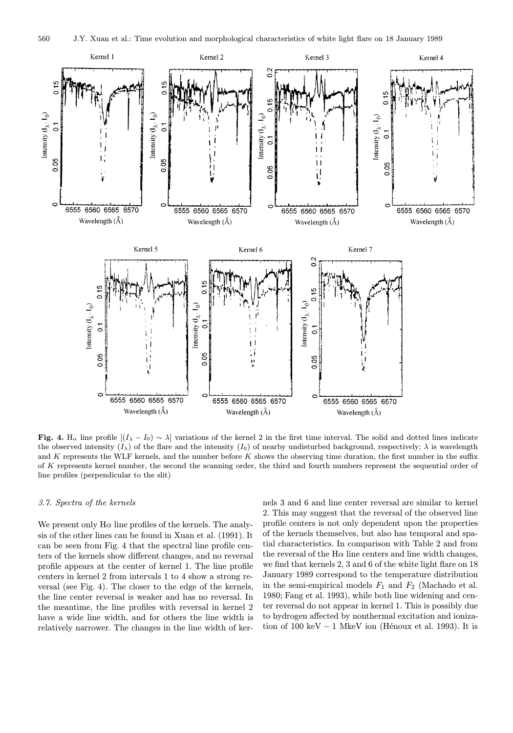**Fig. 4.** H$\alpha$ line profile $[(I_\lambda - I_0) \sim \lambda]$ variations of the kernel 2 in the first time interval. The solid and dotted lines indicate the observed intensity ($I_\lambda$) of the flare and the intensity ($I_0$) of nearby undisturbed background, respectively; $\lambda$ is wavelength and $K$ represents the WLF kernels, and the number before $K$ shows the observing time duration, the first number in the suffix of $K$ represents kernel number, the second the scanning order, the third and fourth numbers represent the sequential order of line profiles (perpendicular to the slit)

### 3.7. Spectra of the kernels

We present only H$\alpha$ line profiles of the kernels. The analysis of the other lines can be found in Xuan et al. (1991). It can be seen from Fig. 4 that the spectral line profile centers of the kernels show different changes, and no reversal profile appears at the center of kernel 1. The line profile centers in kernel 2 from intervals 1 to 4 show a strong reversal (see Fig. 4). The closer to the edge of the kernels, the line center reversal is weaker and has no reversal. In the meantime, the line profiles with reversal in kernel 2 have a wide line width, and for others the line width is relatively narrower. The changes in the line width of kernels 3 and 6 and line center reversal are similar to kernel 2. This may suggest that the reversal of the observed line profile centers is not only dependent upon the properties of the kernels themselves, but also has temporal and spatial characteristics. In comparison with Table 2 and from the reversal of the H$\alpha$ line centers and line width changes, we find that kernels 2, 3 and 6 of the white light flare on 18 January 1989 correspond to the temperature distribution in the semi-empirical models $F_1$ and $F_2$ (Machado et al. 1980; Fang et al. 1993), while both line widening and center reversal do not appear in kernel 1. This is possibly due to hydrogen affected by nonthermal excitation and ionization of 100 keV – 1 MkeV ion (Hénoux et al. 1993). It is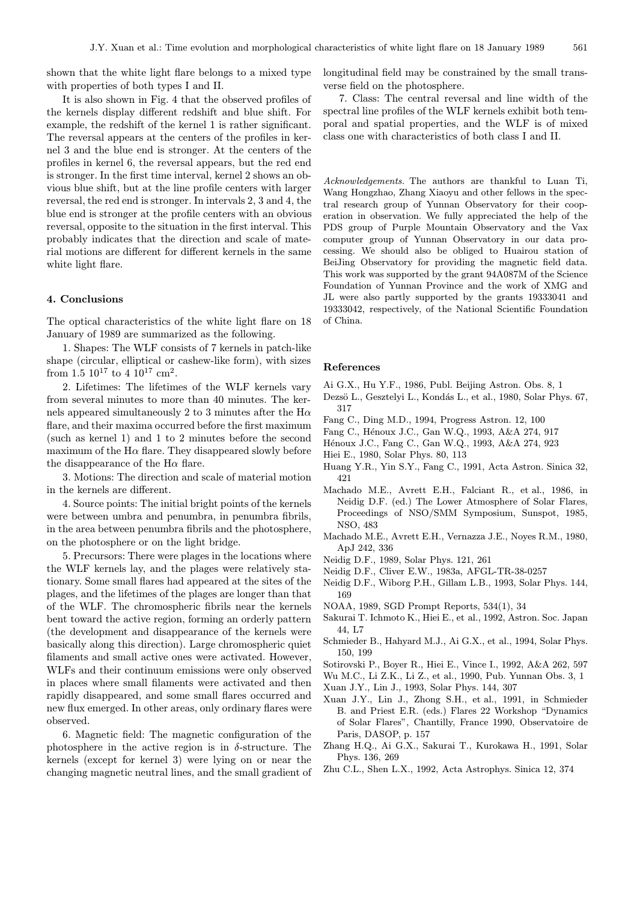shown that the white light flare belongs to a mixed type with properties of both types I and II.

It is also shown in Fig. 4 that the observed profiles of the kernels display different redshift and blue shift. For example, the redshift of the kernel 1 is rather significant. The reversal appears at the centers of the profiles in kernel 3 and the blue end is stronger. At the centers of the profiles in kernel 6, the reversal appears, but the red end is stronger. In the first time interval, kernel 2 shows an obvious blue shift, but at the line profile centers with larger reversal, the red end is stronger. In intervals 2, 3 and 4, the blue end is stronger at the profile centers with an obvious reversal, opposite to the situation in the first interval. This probably indicates that the direction and scale of material motions are different for different kernels in the same white light flare.

## 4. Conclusions

The optical characteristics of the white light flare on 18 January of 1989 are summarized as the following.

1. Shapes: The WLF consists of 7 kernels in patch-like shape (circular, elliptical or cashew-like form), with sizes from 1.5 $10^{17}$ to 4 $10^{17}$ cm$^2$.

2. Lifetimes: The lifetimes of the WLF kernels vary from several minutes to more than 40 minutes. The kernels appeared simultaneously 2 to 3 minutes after the H$\alpha$ flare, and their maxima occurred before the first maximum (such as kernel 1) and 1 to 2 minutes before the second maximum of the H$\alpha$ flare. They disappeared slowly before the disappearance of the H$\alpha$ flare.

3. Motions: The direction and scale of material motion in the kernels are different.

4. Source points: The initial bright points of the kernels were between umbra and penumbra, in penumbra fibrils, in the area between penumbra fibrils and the photosphere, on the photosphere or on the light bridge.

5. Precursors: There were plages in the locations where the WLF kernels lay, and the plages were relatively stationary. Some small flares had appeared at the sites of the plages, and the lifetimes of the plages are longer than that of the WLF. The chromospheric fibrils near the kernels bent toward the active region, forming an orderly pattern (the development and disappearance of the kernels were basically along this direction). Large chromospheric quiet filaments and small active ones were activated. However, WLFs and their continuum emissions were only observed in places where small filaments were activated and then rapidly disappeared, and some small flares occurred and new flux emerged. In other areas, only ordinary flares were observed.

6. Magnetic field: The magnetic configuration of the photosphere in the active region is in $\delta$-structure. The kernels (except for kernel 3) were lying on or near the changing magnetic neutral lines, and the small gradient of longitudinal field may be constrained by the small transverse field on the photosphere.

7. Class: The central reversal and line width of the spectral line profiles of the WLF kernels exhibit both temporal and spatial properties, and the WLF is of mixed class one with characteristics of both class I and II.

*Acknowledgements.* The authors are thankful to Luan Ti, Wang Hongzhao, Zhang Xiaoyu and other fellows in the spectral research group of Yunnan Observatory for their cooperation in observation. We fully appreciated the help of the PDS group of Purple Mountain Observatory and the Vax computer group of Yunnan Observatory in our data processing. We should also be obliged to Huairou station of BeiJing Observatory for providing the magnetic field data. This work was supported by the grant 94A087M of the Science Foundation of Yunnan Province and the work of XMG and JL were also partly supported by the grants 19333041 and 19333042, respectively, of the National Scientific Foundation of China.

## References

Ai G.X., Hu Y.F., 1986, Publ. Beijing Astron. Obs. 8, 1

Dezsö L., Gesztelyi L., Kondás L., et al., 1980, Solar Phys. 67, 317

Fang C., Ding M.D., 1994, Progress Astron. 12, 100

Fang C., Hénoux J.C., Gan W.Q., 1993, A&A 274, 917

Hénoux J.C., Fang C., Gan W.Q., 1993, A&A 274, 923

Hiei E., 1980, Solar Phys. 80, 113

Huang Y.R., Yin S.Y., Fang C., 1991, Acta Astron. Sinica 32, 421

Machado M.E., Avrett E.H., Falciant R., et al., 1986, in Neidig D.F. (ed.) The Lower Atmosphere of Solar Flares, Proceedings of NSO/SMM Symposium, Sunspot, 1985, NSO, 483

Machado M.E., Avrett E.H., Vernazza J.E., Noyes R.M., 1980, ApJ 242, 336

Neidig D.F., 1989, Solar Phys. 121, 261

Neidig D.F., Cliver E.W., 1983a, AFGL-TR-38-0257

Neidig D.F., Wiborg P.H., Gillam L.B., 1993, Solar Phys. 144, 169

NOAA, 1989, SGD Prompt Reports, 534(1), 34

Sakurai T. Ichmoto K., Hiei E., et al., 1992, Astron. Soc. Japan 44, L7

Schmieder B., Hahyard M.J., Ai G.X., et al., 1994, Solar Phys. 150, 199

Sotirovski P., Boyer R., Hiei E., Vince I., 1992, A&A 262, 597

Wu M.C., Li Z.K., Li Z., et al., 1990, Pub. Yunnan Obs. 3, 1

Xuan J.Y., Lin J., 1993, Solar Phys. 144, 307

Xuan J.Y., Lin J., Zhong S.H., et al., 1991, in Schmieder B. and Priest E.R. (eds.) Flares 22 Workshop "Dynamics of Solar Flares", Chantilly, France 1990, Observatoire de Paris, DASOP, p. 157

Zhang H.Q., Ai G.X., Sakurai T., Kurokawa H., 1991, Solar Phys. 136, 269

Zhu C.L., Shen L.X., 1992, Acta Astrophys. Sinica 12, 374